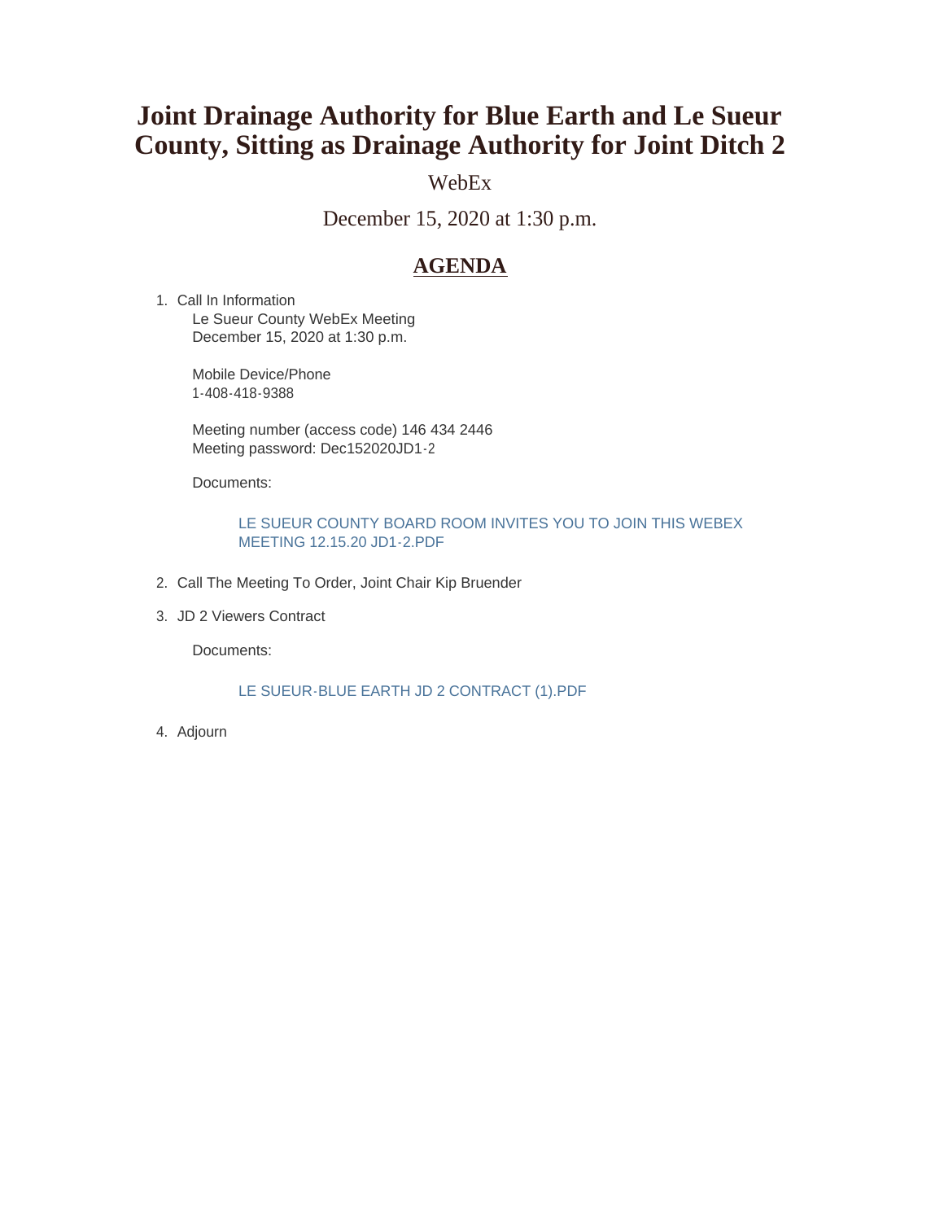# Joint Drainage Authority for Blue Earth and Le Sueur County, Sitting as Drainage Authority for Joint Ditch 2

WebEx

December 15, 2020 at 1:30 p.m.

## AGENDA

1. Call In Information
   Le Sueur County WebEx Meeting
   December 15, 2020 at 1:30 p.m.

   Mobile Device/Phone
   1-408-418-9388

   Meeting number (access code) 146 434 2446
   Meeting password: Dec152020JD1-2

   Documents:

   LE SUEUR COUNTY BOARD ROOM INVITES YOU TO JOIN THIS WEBEX MEETING 12.15.20 JD1-2.PDF

2. Call The Meeting To Order, Joint Chair Kip Bruender

3. JD 2 Viewers Contract

   Documents:

   LE SUEUR-BLUE EARTH JD 2 CONTRACT (1).PDF

4. Adjourn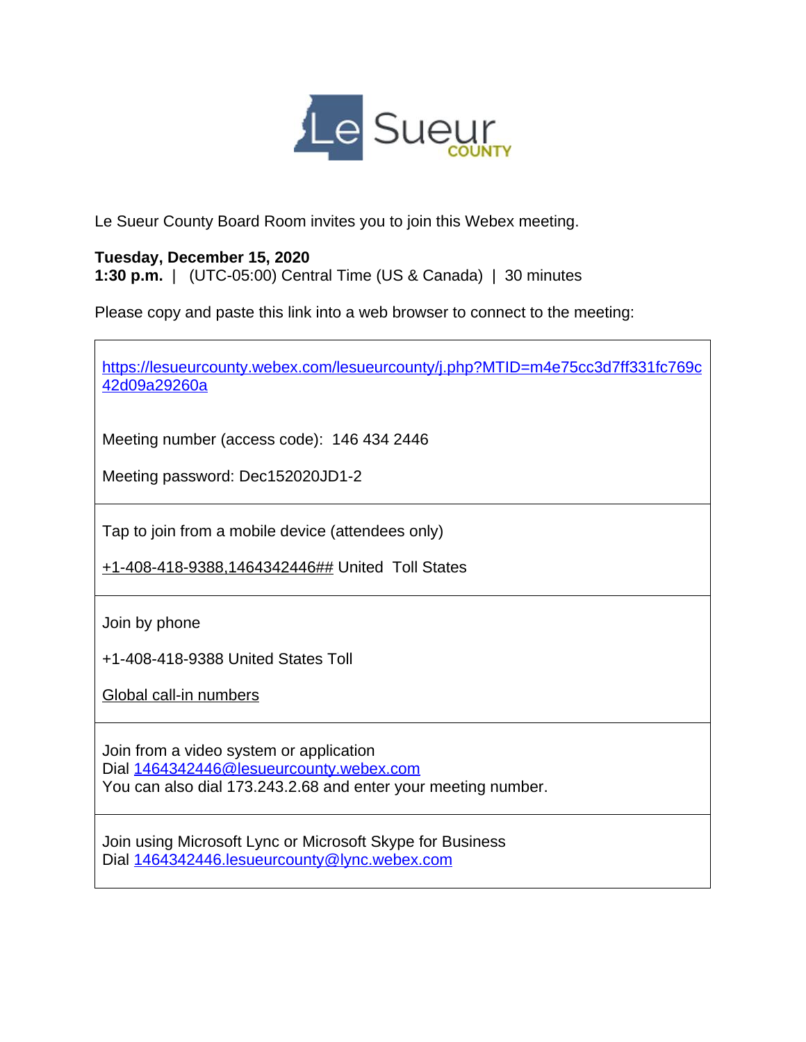Le Sueur COUNTY

Le Sueur County Board Room invites you to join this Webex meeting.

**Tuesday, December 15, 2020**
**1:30 p.m.** | (UTC-05:00) Central Time (US & Canada) | 30 minutes

Please copy and paste this link into a web browser to connect to the meeting:

https://lesueurcounty.webex.com/lesueurcounty/j.php?MTID=m4e75cc3d7ff331fc769c42d09a29260a

Meeting number (access code): 146 434 2446

Meeting password: Dec152020JD1-2

Tap to join from a mobile device (attendees only)

+1-408-418-9388,1464342446## United Toll States

Join by phone

+1-408-418-9388 United States Toll

Global call-in numbers

Join from a video system or application
Dial 1464342446@lesueurcounty.webex.com
You can also dial 173.243.2.68 and enter your meeting number.

Join using Microsoft Lync or Microsoft Skype for Business
Dial 1464342446.lesueurcounty@lync.webex.com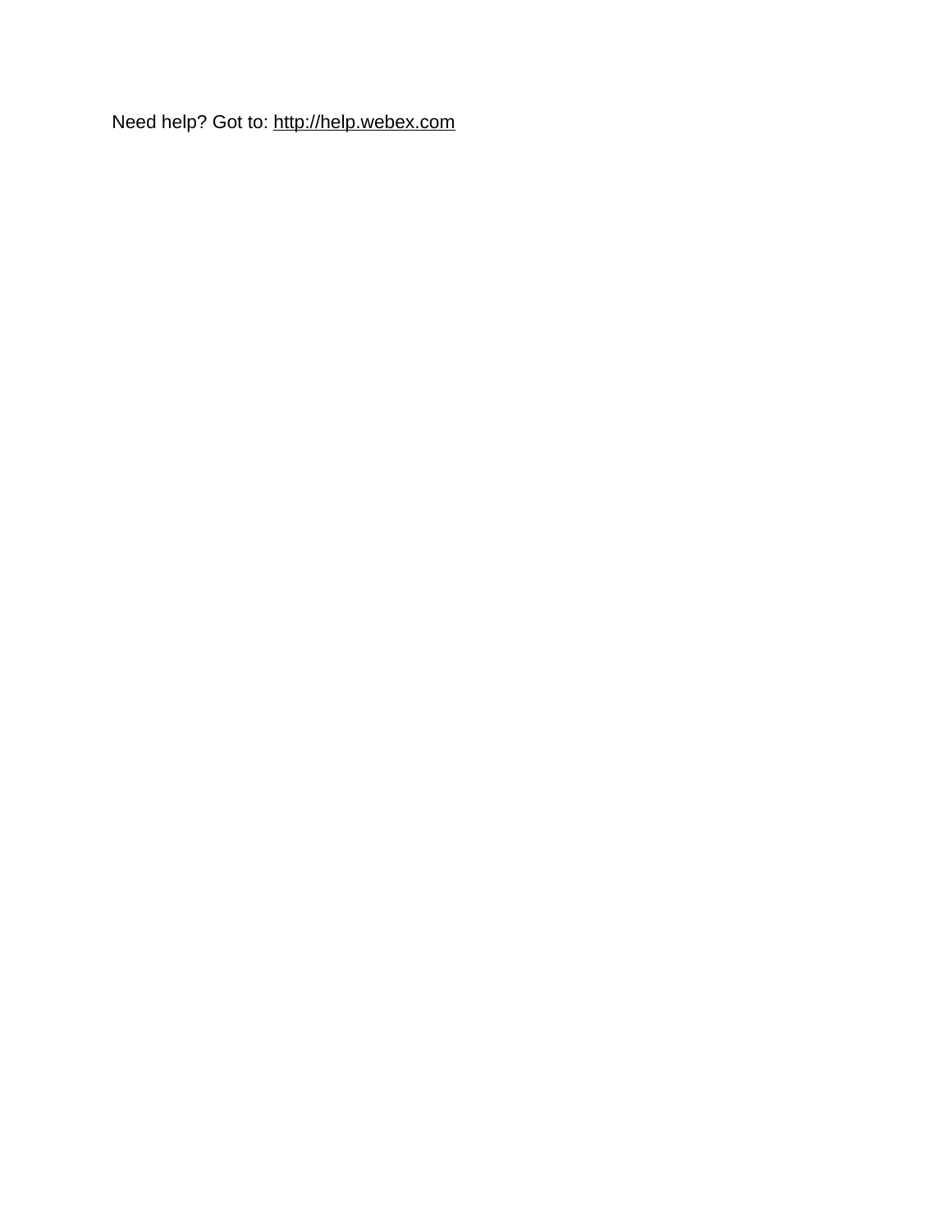Need help? Got to: http://help.webex.com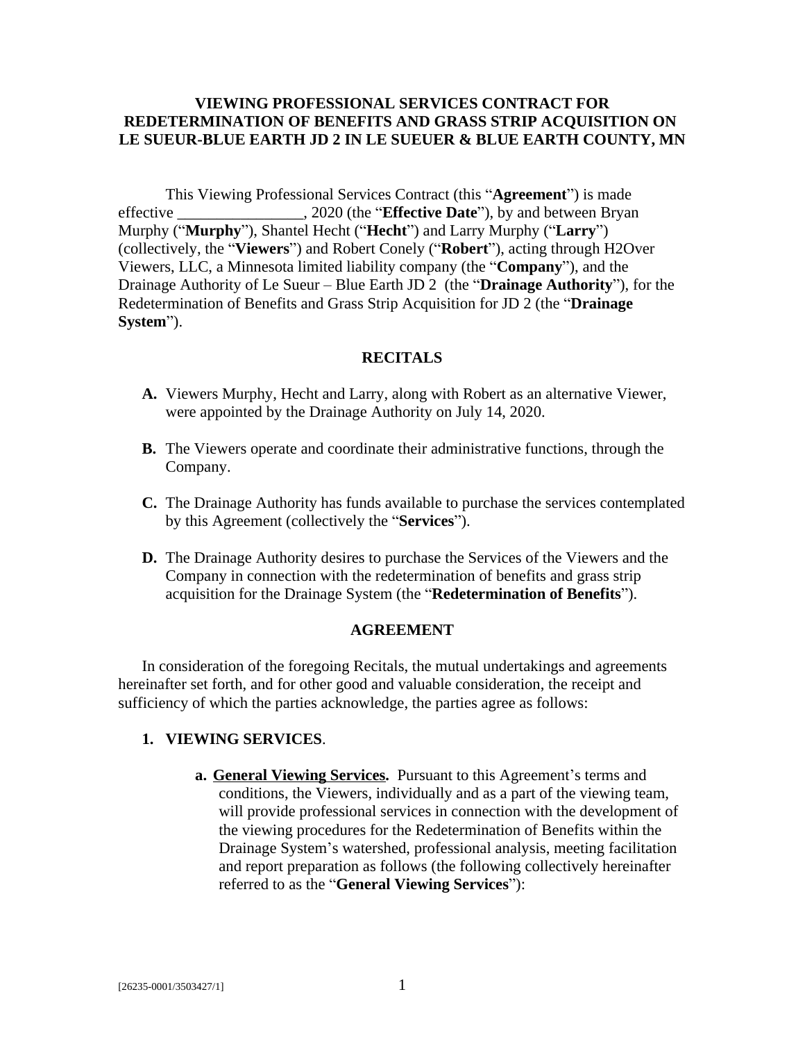# VIEWING PROFESSIONAL SERVICES CONTRACT FOR REDETERMINATION OF BENEFITS AND GRASS STRIP ACQUISITION ON LE SUEUR-BLUE EARTH JD 2 IN LE SUEUER & BLUE EARTH COUNTY, MN

This Viewing Professional Services Contract (this "**Agreement**") is made effective ________________, 2020 (the "**Effective Date**"), by and between Bryan Murphy ("**Murphy**"), Shantel Hecht ("**Hecht**") and Larry Murphy ("**Larry**") (collectively, the "**Viewers**") and Robert Conely ("**Robert**"), acting through H2Over Viewers, LLC, a Minnesota limited liability company (the "**Company**"), and the Drainage Authority of Le Sueur – Blue Earth JD 2 (the "**Drainage Authority**"), for the Redetermination of Benefits and Grass Strip Acquisition for JD 2 (the "**Drainage System**").

## RECITALS

**A.** Viewers Murphy, Hecht and Larry, along with Robert as an alternative Viewer, were appointed by the Drainage Authority on July 14, 2020.

**B.** The Viewers operate and coordinate their administrative functions, through the Company.

**C.** The Drainage Authority has funds available to purchase the services contemplated by this Agreement (collectively the "**Services**").

**D.** The Drainage Authority desires to purchase the Services of the Viewers and the Company in connection with the redetermination of benefits and grass strip acquisition for the Drainage System (the "**Redetermination of Benefits**").

## AGREEMENT

In consideration of the foregoing Recitals, the mutual undertakings and agreements hereinafter set forth, and for other good and valuable consideration, the receipt and sufficiency of which the parties acknowledge, the parties agree as follows:

**1. VIEWING SERVICES**.

**a. General Viewing Services.** Pursuant to this Agreement's terms and conditions, the Viewers, individually and as a part of the viewing team, will provide professional services in connection with the development of the viewing procedures for the Redetermination of Benefits within the Drainage System's watershed, professional analysis, meeting facilitation and report preparation as follows (the following collectively hereinafter referred to as the "**General Viewing Services**"):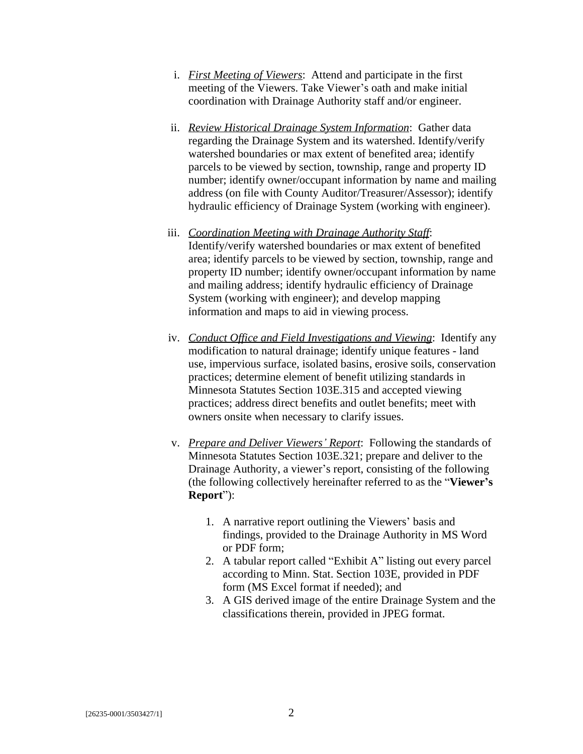i. *First Meeting of Viewers*: Attend and participate in the first meeting of the Viewers. Take Viewer's oath and make initial coordination with Drainage Authority staff and/or engineer.

ii. *Review Historical Drainage System Information*: Gather data regarding the Drainage System and its watershed. Identify/verify watershed boundaries or max extent of benefited area; identify parcels to be viewed by section, township, range and property ID number; identify owner/occupant information by name and mailing address (on file with County Auditor/Treasurer/Assessor); identify hydraulic efficiency of Drainage System (working with engineer).

iii. *Coordination Meeting with Drainage Authority Staff*: Identify/verify watershed boundaries or max extent of benefited area; identify parcels to be viewed by section, township, range and property ID number; identify owner/occupant information by name and mailing address; identify hydraulic efficiency of Drainage System (working with engineer); and develop mapping information and maps to aid in viewing process.

iv. *Conduct Office and Field Investigations and Viewing*: Identify any modification to natural drainage; identify unique features - land use, impervious surface, isolated basins, erosive soils, conservation practices; determine element of benefit utilizing standards in Minnesota Statutes Section 103E.315 and accepted viewing practices; address direct benefits and outlet benefits; meet with owners onsite when necessary to clarify issues.

v. *Prepare and Deliver Viewers' Report*: Following the standards of Minnesota Statutes Section 103E.321; prepare and deliver to the Drainage Authority, a viewer's report, consisting of the following (the following collectively hereinafter referred to as the "**Viewer's Report**"):

   1. A narrative report outlining the Viewers' basis and findings, provided to the Drainage Authority in MS Word or PDF form;
   2. A tabular report called "Exhibit A" listing out every parcel according to Minn. Stat. Section 103E, provided in PDF form (MS Excel format if needed); and
   3. A GIS derived image of the entire Drainage System and the classifications therein, provided in JPEG format.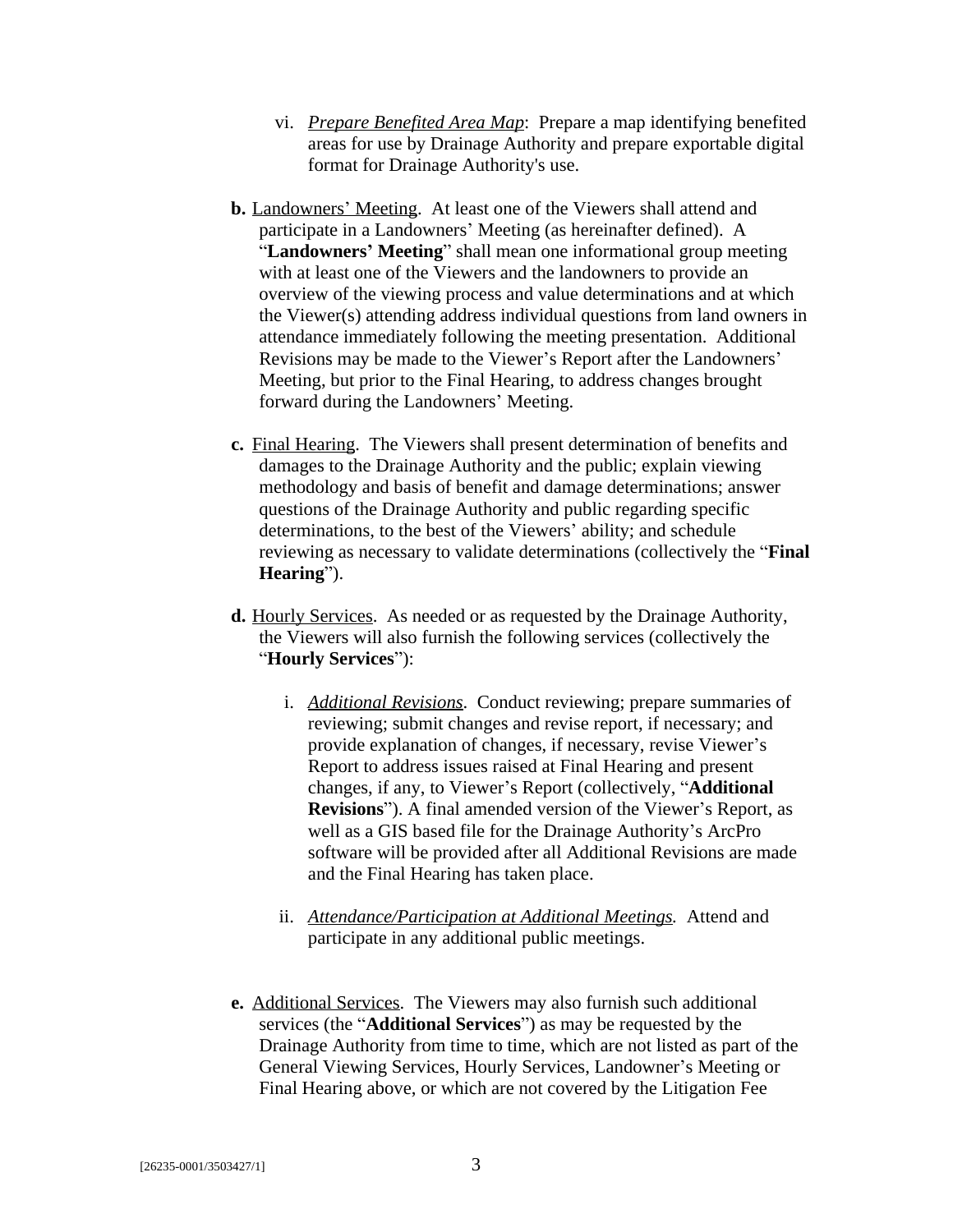vi. *Prepare Benefited Area Map*: Prepare a map identifying benefited areas for use by Drainage Authority and prepare exportable digital format for Drainage Authority's use.

**b.** Landowners' Meeting. At least one of the Viewers shall attend and participate in a Landowners' Meeting (as hereinafter defined). A "**Landowners' Meeting**" shall mean one informational group meeting with at least one of the Viewers and the landowners to provide an overview of the viewing process and value determinations and at which the Viewer(s) attending address individual questions from land owners in attendance immediately following the meeting presentation. Additional Revisions may be made to the Viewer's Report after the Landowners' Meeting, but prior to the Final Hearing, to address changes brought forward during the Landowners' Meeting.

**c.** Final Hearing. The Viewers shall present determination of benefits and damages to the Drainage Authority and the public; explain viewing methodology and basis of benefit and damage determinations; answer questions of the Drainage Authority and public regarding specific determinations, to the best of the Viewers' ability; and schedule reviewing as necessary to validate determinations (collectively the "**Final Hearing**").

**d.** Hourly Services. As needed or as requested by the Drainage Authority, the Viewers will also furnish the following services (collectively the "**Hourly Services**"):

i. *Additional Revisions.* Conduct reviewing; prepare summaries of reviewing; submit changes and revise report, if necessary; and provide explanation of changes, if necessary, revise Viewer's Report to address issues raised at Final Hearing and present changes, if any, to Viewer's Report (collectively, "**Additional Revisions**"). A final amended version of the Viewer's Report, as well as a GIS based file for the Drainage Authority's ArcPro software will be provided after all Additional Revisions are made and the Final Hearing has taken place.

ii. *Attendance/Participation at Additional Meetings.* Attend and participate in any additional public meetings.

**e.** Additional Services. The Viewers may also furnish such additional services (the "**Additional Services**") as may be requested by the Drainage Authority from time to time, which are not listed as part of the General Viewing Services, Hourly Services, Landowner's Meeting or Final Hearing above, or which are not covered by the Litigation Fee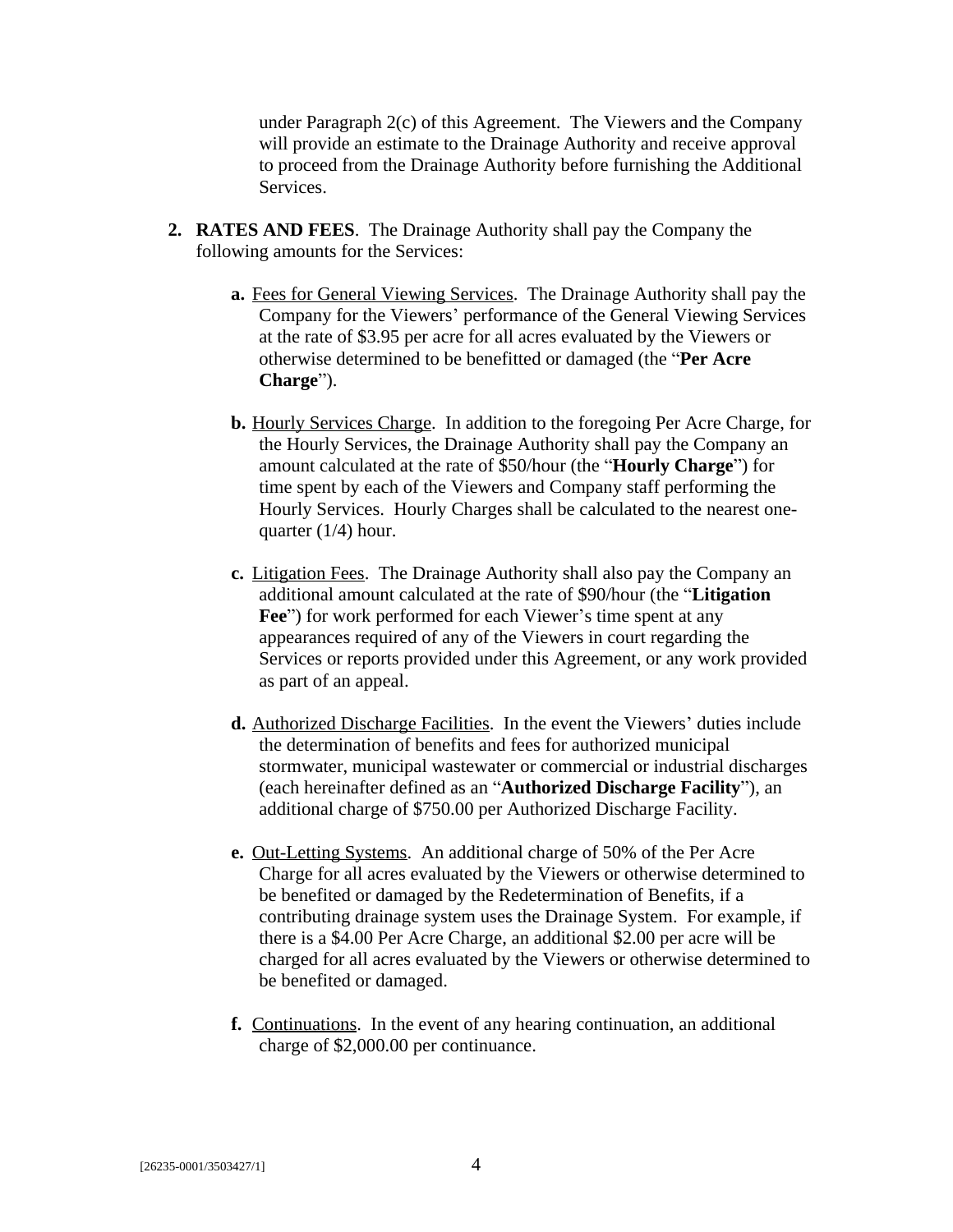under Paragraph 2(c) of this Agreement. The Viewers and the Company will provide an estimate to the Drainage Authority and receive approval to proceed from the Drainage Authority before furnishing the Additional Services.

2. **RATES AND FEES**. The Drainage Authority shall pay the Company the following amounts for the Services:

   a. Fees for General Viewing Services. The Drainage Authority shall pay the Company for the Viewers' performance of the General Viewing Services at the rate of $3.95 per acre for all acres evaluated by the Viewers or otherwise determined to be benefitted or damaged (the "**Per Acre Charge**").

   b. Hourly Services Charge. In addition to the foregoing Per Acre Charge, for the Hourly Services, the Drainage Authority shall pay the Company an amount calculated at the rate of $50/hour (the "**Hourly Charge**") for time spent by each of the Viewers and Company staff performing the Hourly Services. Hourly Charges shall be calculated to the nearest one-quarter (1/4) hour.

   c. Litigation Fees. The Drainage Authority shall also pay the Company an additional amount calculated at the rate of $90/hour (the "**Litigation Fee**") for work performed for each Viewer's time spent at any appearances required of any of the Viewers in court regarding the Services or reports provided under this Agreement, or any work provided as part of an appeal.

   d. Authorized Discharge Facilities. In the event the Viewers' duties include the determination of benefits and fees for authorized municipal stormwater, municipal wastewater or commercial or industrial discharges (each hereinafter defined as an "**Authorized Discharge Facility**"), an additional charge of $750.00 per Authorized Discharge Facility.

   e. Out-Letting Systems. An additional charge of 50% of the Per Acre Charge for all acres evaluated by the Viewers or otherwise determined to be benefited or damaged by the Redetermination of Benefits, if a contributing drainage system uses the Drainage System. For example, if there is a $4.00 Per Acre Charge, an additional $2.00 per acre will be charged for all acres evaluated by the Viewers or otherwise determined to be benefited or damaged.

   f. Continuations. In the event of any hearing continuation, an additional charge of $2,000.00 per continuance.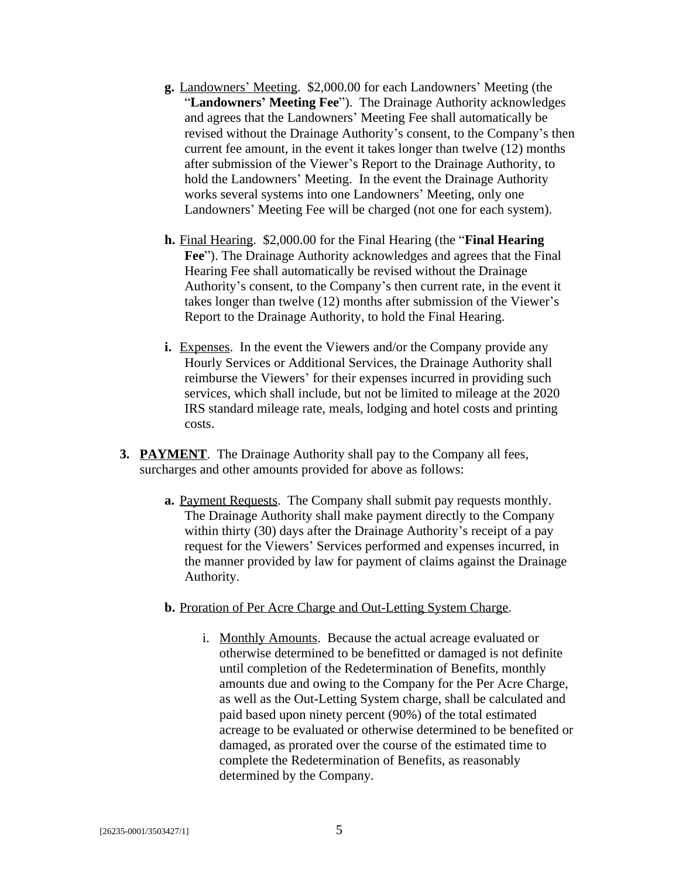- **g.** <u>Landowners' Meeting</u>. $2,000.00 for each Landowners' Meeting (the "**Landowners' Meeting Fee**"). The Drainage Authority acknowledges and agrees that the Landowners' Meeting Fee shall automatically be revised without the Drainage Authority's consent, to the Company's then current fee amount, in the event it takes longer than twelve (12) months after submission of the Viewer's Report to the Drainage Authority, to hold the Landowners' Meeting. In the event the Drainage Authority works several systems into one Landowners' Meeting, only one Landowners' Meeting Fee will be charged (not one for each system).

- **h.** <u>Final Hearing</u>. $2,000.00 for the Final Hearing (the "**Final Hearing Fee**"). The Drainage Authority acknowledges and agrees that the Final Hearing Fee shall automatically be revised without the Drainage Authority's consent, to the Company's then current rate, in the event it takes longer than twelve (12) months after submission of the Viewer's Report to the Drainage Authority, to hold the Final Hearing.

- **i.** <u>Expenses</u>. In the event the Viewers and/or the Company provide any Hourly Services or Additional Services, the Drainage Authority shall reimburse the Viewers' for their expenses incurred in providing such services, which shall include, but not be limited to mileage at the 2020 IRS standard mileage rate, meals, lodging and hotel costs and printing costs.

**3. <u>PAYMENT</u>**. The Drainage Authority shall pay to the Company all fees, surcharges and other amounts provided for above as follows:

- **a.** <u>Payment Requests</u>. The Company shall submit pay requests monthly. The Drainage Authority shall make payment directly to the Company within thirty (30) days after the Drainage Authority's receipt of a pay request for the Viewers' Services performed and expenses incurred, in the manner provided by law for payment of claims against the Drainage Authority.

- **b.** <u>Proration of Per Acre Charge and Out-Letting System Charge</u>.

  - i. <u>Monthly Amounts</u>. Because the actual acreage evaluated or otherwise determined to be benefitted or damaged is not definite until completion of the Redetermination of Benefits, monthly amounts due and owing to the Company for the Per Acre Charge, as well as the Out-Letting System charge, shall be calculated and paid based upon ninety percent (90%) of the total estimated acreage to be evaluated or otherwise determined to be benefited or damaged, as prorated over the course of the estimated time to complete the Redetermination of Benefits, as reasonably determined by the Company.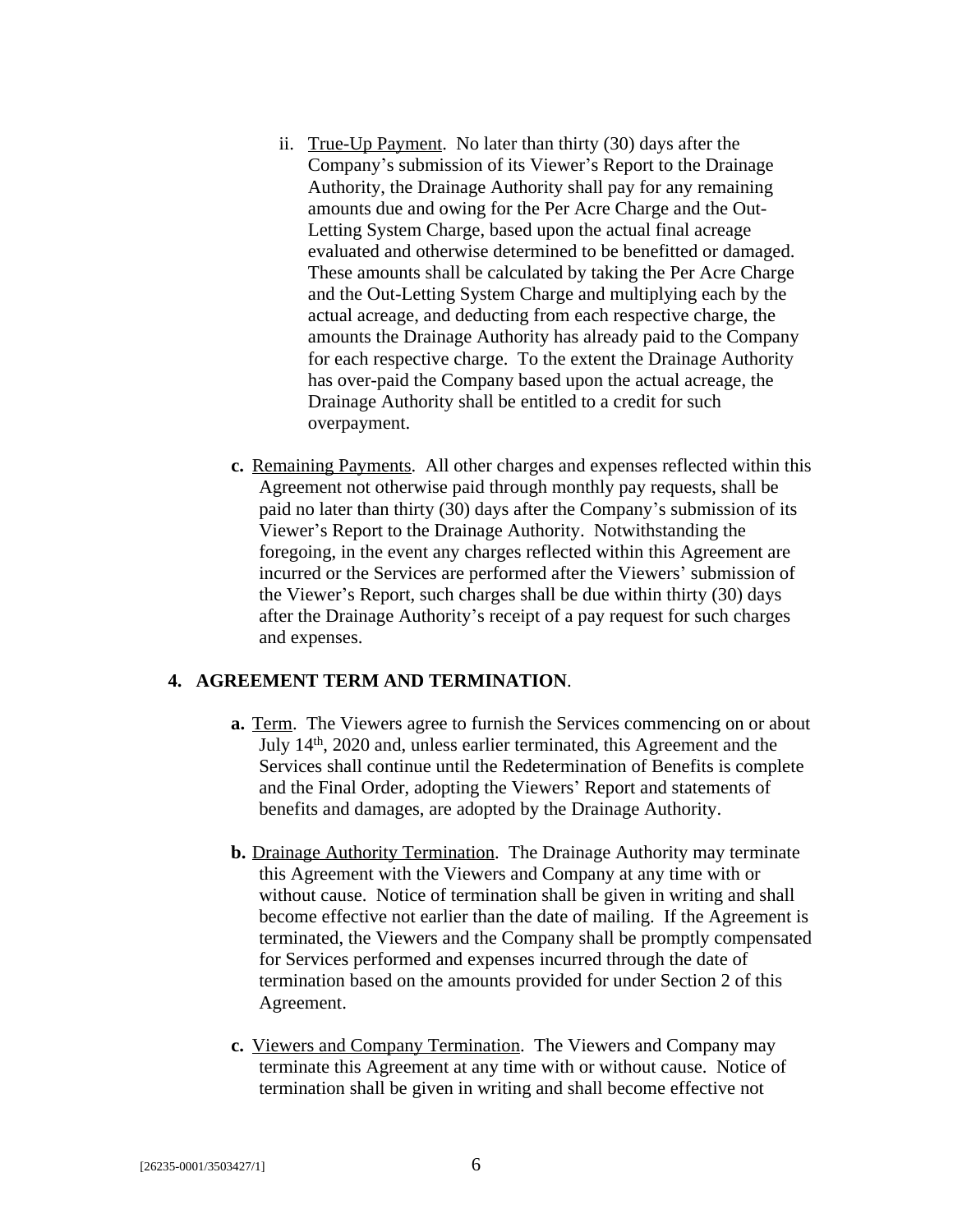ii. <u>True-Up Payment</u>. No later than thirty (30) days after the Company's submission of its Viewer's Report to the Drainage Authority, the Drainage Authority shall pay for any remaining amounts due and owing for the Per Acre Charge and the Out-Letting System Charge, based upon the actual final acreage evaluated and otherwise determined to be benefitted or damaged. These amounts shall be calculated by taking the Per Acre Charge and the Out-Letting System Charge and multiplying each by the actual acreage, and deducting from each respective charge, the amounts the Drainage Authority has already paid to the Company for each respective charge. To the extent the Drainage Authority has over-paid the Company based upon the actual acreage, the Drainage Authority shall be entitled to a credit for such overpayment.

**c.** <u>Remaining Payments</u>. All other charges and expenses reflected within this Agreement not otherwise paid through monthly pay requests, shall be paid no later than thirty (30) days after the Company's submission of its Viewer's Report to the Drainage Authority. Notwithstanding the foregoing, in the event any charges reflected within this Agreement are incurred or the Services are performed after the Viewers' submission of the Viewer's Report, such charges shall be due within thirty (30) days after the Drainage Authority's receipt of a pay request for such charges and expenses.

**4. AGREEMENT TERM AND TERMINATION**.

**a.** <u>Term</u>. The Viewers agree to furnish the Services commencing on or about July 14th, 2020 and, unless earlier terminated, this Agreement and the Services shall continue until the Redetermination of Benefits is complete and the Final Order, adopting the Viewers' Report and statements of benefits and damages, are adopted by the Drainage Authority.

**b.** <u>Drainage Authority Termination</u>. The Drainage Authority may terminate this Agreement with the Viewers and Company at any time with or without cause. Notice of termination shall be given in writing and shall become effective not earlier than the date of mailing. If the Agreement is terminated, the Viewers and the Company shall be promptly compensated for Services performed and expenses incurred through the date of termination based on the amounts provided for under Section 2 of this Agreement.

**c.** <u>Viewers and Company Termination</u>. The Viewers and Company may terminate this Agreement at any time with or without cause. Notice of termination shall be given in writing and shall become effective not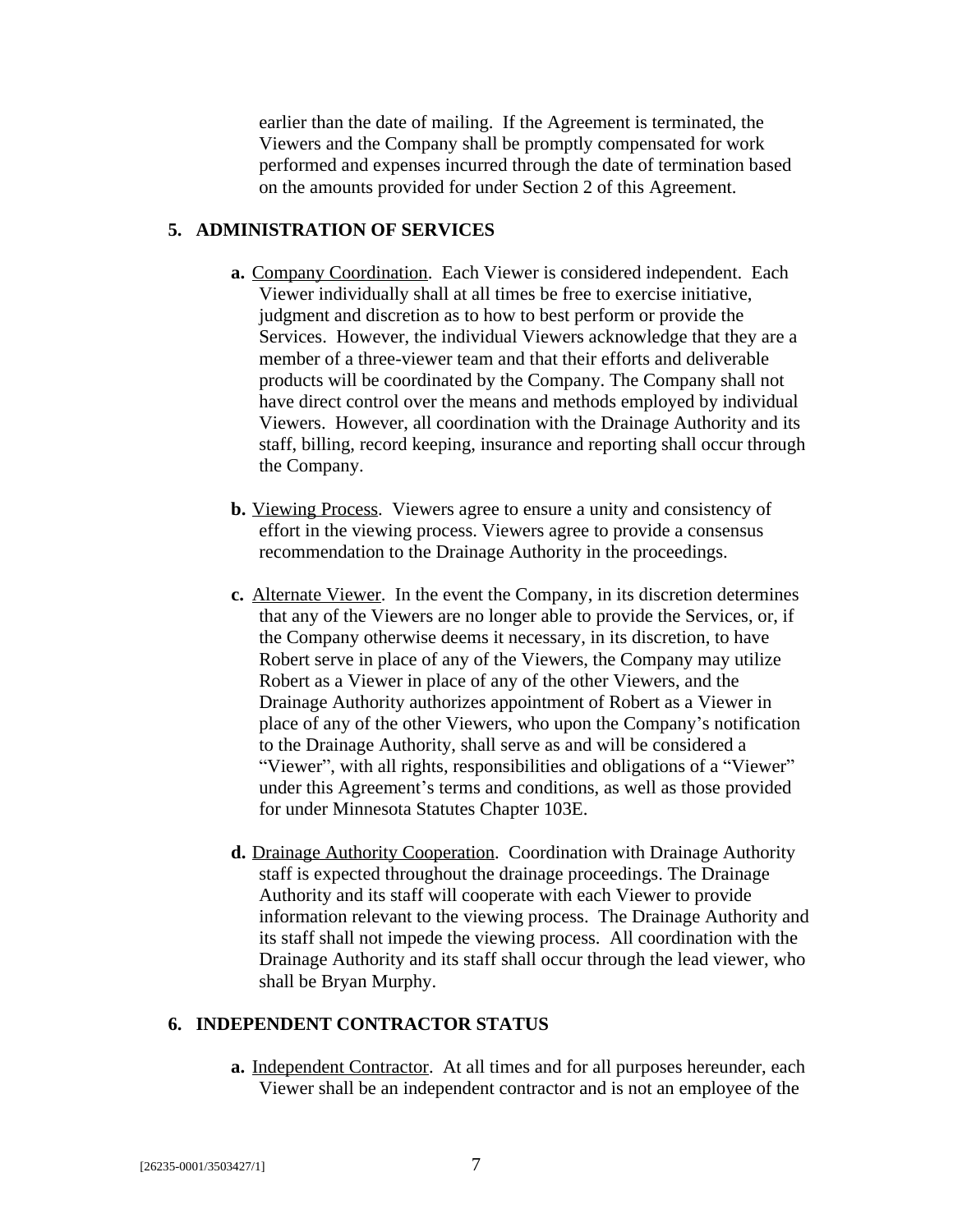earlier than the date of mailing. If the Agreement is terminated, the Viewers and the Company shall be promptly compensated for work performed and expenses incurred through the date of termination based on the amounts provided for under Section 2 of this Agreement.

## 5. ADMINISTRATION OF SERVICES

**a.** Company Coordination. Each Viewer is considered independent. Each Viewer individually shall at all times be free to exercise initiative, judgment and discretion as to how to best perform or provide the Services. However, the individual Viewers acknowledge that they are a member of a three-viewer team and that their efforts and deliverable products will be coordinated by the Company. The Company shall not have direct control over the means and methods employed by individual Viewers. However, all coordination with the Drainage Authority and its staff, billing, record keeping, insurance and reporting shall occur through the Company.

**b.** Viewing Process. Viewers agree to ensure a unity and consistency of effort in the viewing process. Viewers agree to provide a consensus recommendation to the Drainage Authority in the proceedings.

**c.** Alternate Viewer. In the event the Company, in its discretion determines that any of the Viewers are no longer able to provide the Services, or, if the Company otherwise deems it necessary, in its discretion, to have Robert serve in place of any of the Viewers, the Company may utilize Robert as a Viewer in place of any of the other Viewers, and the Drainage Authority authorizes appointment of Robert as a Viewer in place of any of the other Viewers, who upon the Company's notification to the Drainage Authority, shall serve as and will be considered a "Viewer", with all rights, responsibilities and obligations of a "Viewer" under this Agreement's terms and conditions, as well as those provided for under Minnesota Statutes Chapter 103E.

**d.** Drainage Authority Cooperation. Coordination with Drainage Authority staff is expected throughout the drainage proceedings. The Drainage Authority and its staff will cooperate with each Viewer to provide information relevant to the viewing process. The Drainage Authority and its staff shall not impede the viewing process. All coordination with the Drainage Authority and its staff shall occur through the lead viewer, who shall be Bryan Murphy.

## 6. INDEPENDENT CONTRACTOR STATUS

**a.** Independent Contractor. At all times and for all purposes hereunder, each Viewer shall be an independent contractor and is not an employee of the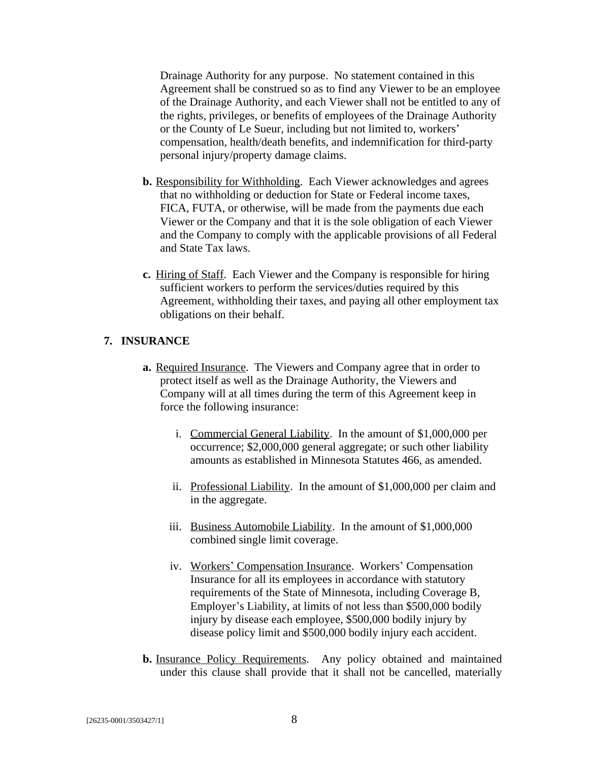Drainage Authority for any purpose. No statement contained in this Agreement shall be construed so as to find any Viewer to be an employee of the Drainage Authority, and each Viewer shall not be entitled to any of the rights, privileges, or benefits of employees of the Drainage Authority or the County of Le Sueur, including but not limited to, workers' compensation, health/death benefits, and indemnification for third-party personal injury/property damage claims.

**b.** Responsibility for Withholding. Each Viewer acknowledges and agrees that no withholding or deduction for State or Federal income taxes, FICA, FUTA, or otherwise, will be made from the payments due each Viewer or the Company and that it is the sole obligation of each Viewer and the Company to comply with the applicable provisions of all Federal and State Tax laws.

**c.** Hiring of Staff. Each Viewer and the Company is responsible for hiring sufficient workers to perform the services/duties required by this Agreement, withholding their taxes, and paying all other employment tax obligations on their behalf.

## 7. INSURANCE

**a.** Required Insurance. The Viewers and Company agree that in order to protect itself as well as the Drainage Authority, the Viewers and Company will at all times during the term of this Agreement keep in force the following insurance:

i. Commercial General Liability. In the amount of $1,000,000 per occurrence; $2,000,000 general aggregate; or such other liability amounts as established in Minnesota Statutes 466, as amended.

ii. Professional Liability. In the amount of $1,000,000 per claim and in the aggregate.

iii. Business Automobile Liability. In the amount of $1,000,000 combined single limit coverage.

iv. Workers' Compensation Insurance. Workers' Compensation Insurance for all its employees in accordance with statutory requirements of the State of Minnesota, including Coverage B, Employer's Liability, at limits of not less than $500,000 bodily injury by disease each employee, $500,000 bodily injury by disease policy limit and $500,000 bodily injury each accident.

**b.** Insurance Policy Requirements. Any policy obtained and maintained under this clause shall provide that it shall not be cancelled, materially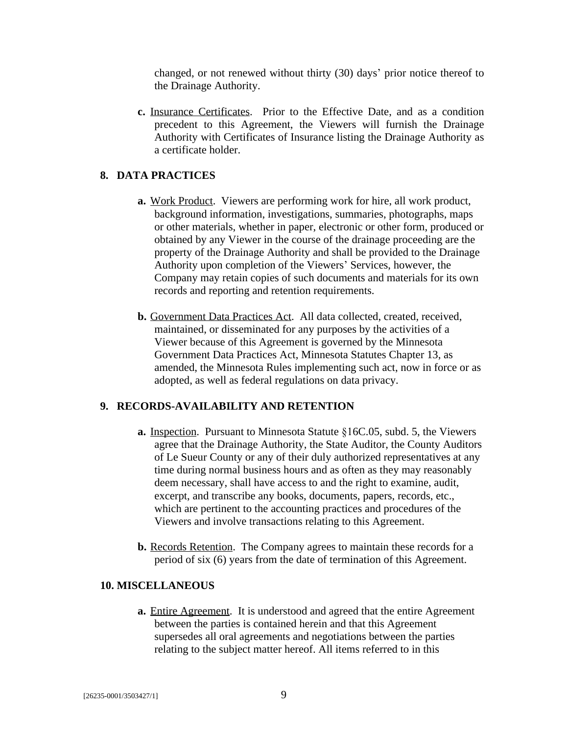changed, or not renewed without thirty (30) days' prior notice thereof to the Drainage Authority.

**c.** Insurance Certificates. Prior to the Effective Date, and as a condition precedent to this Agreement, the Viewers will furnish the Drainage Authority with Certificates of Insurance listing the Drainage Authority as a certificate holder.

## 8. DATA PRACTICES

**a.** Work Product. Viewers are performing work for hire, all work product, background information, investigations, summaries, photographs, maps or other materials, whether in paper, electronic or other form, produced or obtained by any Viewer in the course of the drainage proceeding are the property of the Drainage Authority and shall be provided to the Drainage Authority upon completion of the Viewers' Services, however, the Company may retain copies of such documents and materials for its own records and reporting and retention requirements.

**b.** Government Data Practices Act. All data collected, created, received, maintained, or disseminated for any purposes by the activities of a Viewer because of this Agreement is governed by the Minnesota Government Data Practices Act, Minnesota Statutes Chapter 13, as amended, the Minnesota Rules implementing such act, now in force or as adopted, as well as federal regulations on data privacy.

## 9. RECORDS-AVAILABILITY AND RETENTION

**a.** Inspection. Pursuant to Minnesota Statute §16C.05, subd. 5, the Viewers agree that the Drainage Authority, the State Auditor, the County Auditors of Le Sueur County or any of their duly authorized representatives at any time during normal business hours and as often as they may reasonably deem necessary, shall have access to and the right to examine, audit, excerpt, and transcribe any books, documents, papers, records, etc., which are pertinent to the accounting practices and procedures of the Viewers and involve transactions relating to this Agreement.

**b.** Records Retention. The Company agrees to maintain these records for a period of six (6) years from the date of termination of this Agreement.

## 10. MISCELLANEOUS

**a.** Entire Agreement. It is understood and agreed that the entire Agreement between the parties is contained herein and that this Agreement supersedes all oral agreements and negotiations between the parties relating to the subject matter hereof. All items referred to in this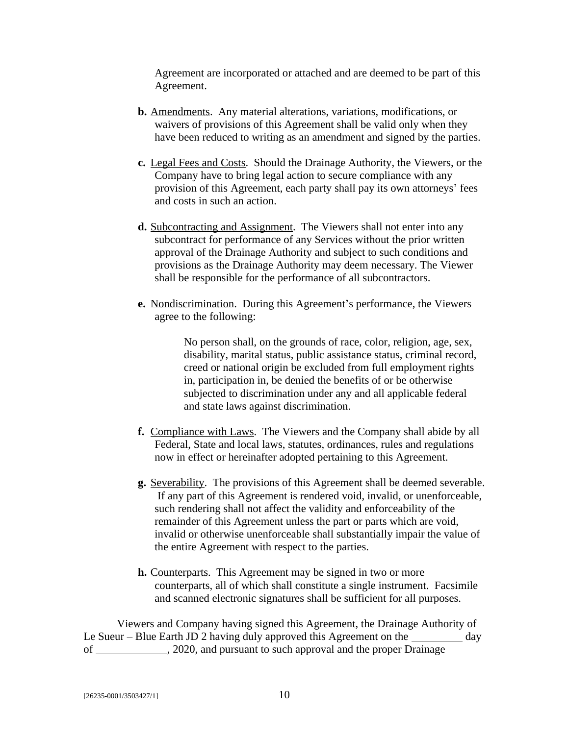Agreement are incorporated or attached and are deemed to be part of this Agreement.

**b.** Amendments. Any material alterations, variations, modifications, or waivers of provisions of this Agreement shall be valid only when they have been reduced to writing as an amendment and signed by the parties.

**c.** Legal Fees and Costs. Should the Drainage Authority, the Viewers, or the Company have to bring legal action to secure compliance with any provision of this Agreement, each party shall pay its own attorneys' fees and costs in such an action.

**d.** Subcontracting and Assignment. The Viewers shall not enter into any subcontract for performance of any Services without the prior written approval of the Drainage Authority and subject to such conditions and provisions as the Drainage Authority may deem necessary. The Viewer shall be responsible for the performance of all subcontractors.

**e.** Nondiscrimination. During this Agreement's performance, the Viewers agree to the following:

> No person shall, on the grounds of race, color, religion, age, sex, disability, marital status, public assistance status, criminal record, creed or national origin be excluded from full employment rights in, participation in, be denied the benefits of or be otherwise subjected to discrimination under any and all applicable federal and state laws against discrimination.

**f.** Compliance with Laws. The Viewers and the Company shall abide by all Federal, State and local laws, statutes, ordinances, rules and regulations now in effect or hereinafter adopted pertaining to this Agreement.

**g.** Severability. The provisions of this Agreement shall be deemed severable. If any part of this Agreement is rendered void, invalid, or unenforceable, such rendering shall not affect the validity and enforceability of the remainder of this Agreement unless the part or parts which are void, invalid or otherwise unenforceable shall substantially impair the value of the entire Agreement with respect to the parties.

**h.** Counterparts. This Agreement may be signed in two or more counterparts, all of which shall constitute a single instrument. Facsimile and scanned electronic signatures shall be sufficient for all purposes.

Viewers and Company having signed this Agreement, the Drainage Authority of Le Sueur – Blue Earth JD 2 having duly approved this Agreement on the _________ day of ____________, 2020, and pursuant to such approval and the proper Drainage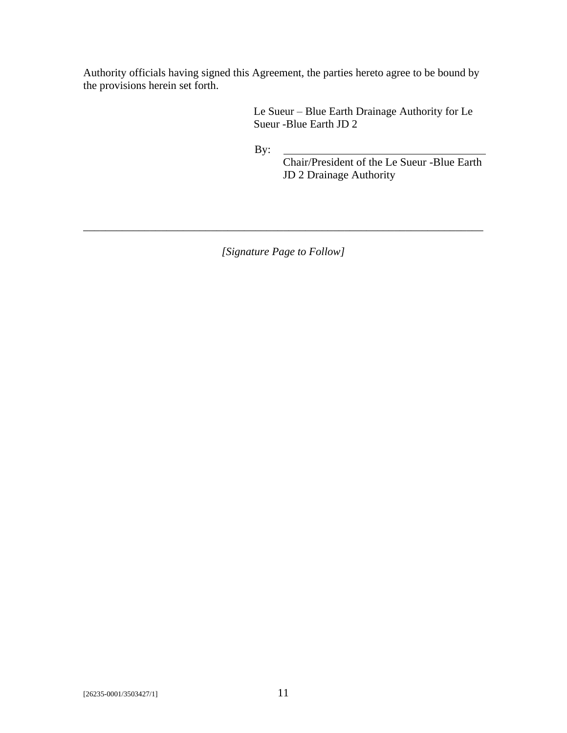Authority officials having signed this Agreement, the parties hereto agree to be bound by the provisions herein set forth.

Le Sueur – Blue Earth Drainage Authority for Le Sueur -Blue Earth JD 2

By: \_\_\_\_\_\_\_\_\_\_\_\_\_\_\_\_\_\_\_\_\_\_\_\_\_\_\_\_\_\_\_\_\_\_\_\_\_\_

Chair/President of the Le Sueur -Blue Earth JD 2 Drainage Authority

---

*[Signature Page to Follow]*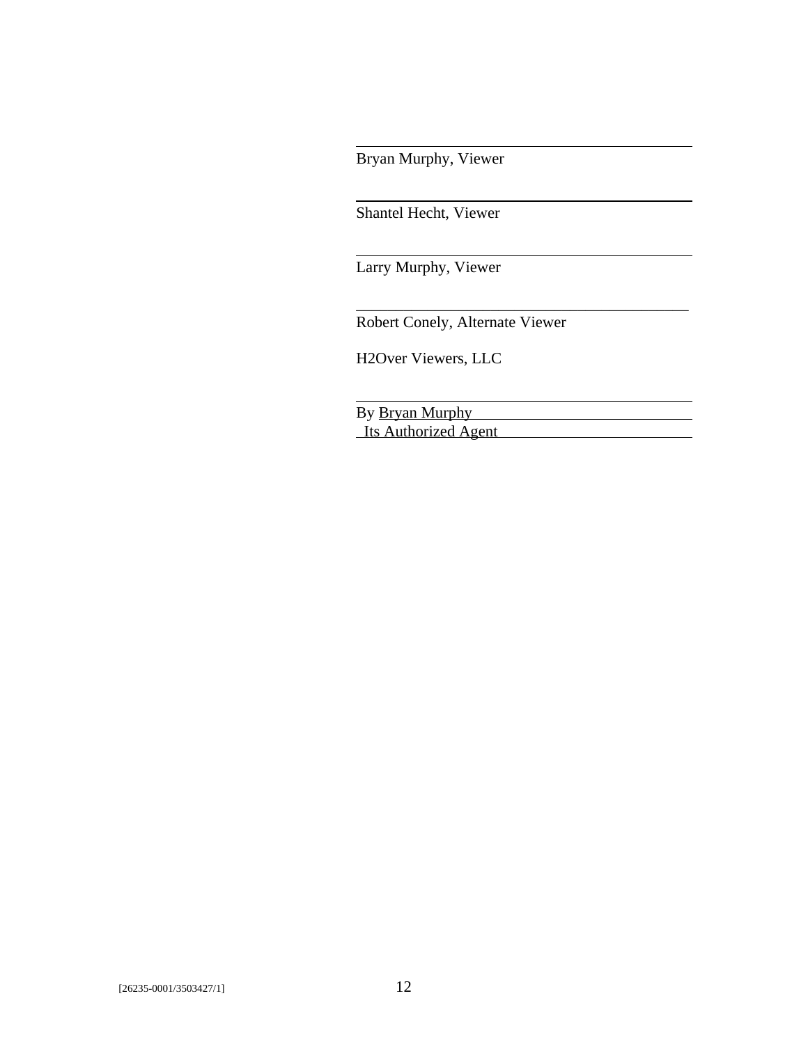\_\_\_\_\_\_\_\_\_\_\_\_\_\_\_\_\_\_\_\_\_\_\_\_\_\_\_\_\_\_\_\_\_\_\_\_\_\_\_\_\_\_

Bryan Murphy, Viewer

\_\_\_\_\_\_\_\_\_\_\_\_\_\_\_\_\_\_\_\_\_\_\_\_\_\_\_\_\_\_\_\_\_\_\_\_\_\_\_\_\_\_

Shantel Hecht, Viewer

\_\_\_\_\_\_\_\_\_\_\_\_\_\_\_\_\_\_\_\_\_\_\_\_\_\_\_\_\_\_\_\_\_\_\_\_\_\_\_\_\_\_

Larry Murphy, Viewer

\_\_\_\_\_\_\_\_\_\_\_\_\_\_\_\_\_\_\_\_\_\_\_\_\_\_\_\_\_\_\_\_\_\_\_\_\_\_\_\_\_\_

Robert Conely, Alternate Viewer

H2Over Viewers, LLC

\_\_\_\_\_\_\_\_\_\_\_\_\_\_\_\_\_\_\_\_\_\_\_\_\_\_\_\_\_\_\_\_\_\_\_\_\_\_\_\_\_\_

By Bryan Murphy

Its Authorized Agent

[26235-0001/3503427/1]